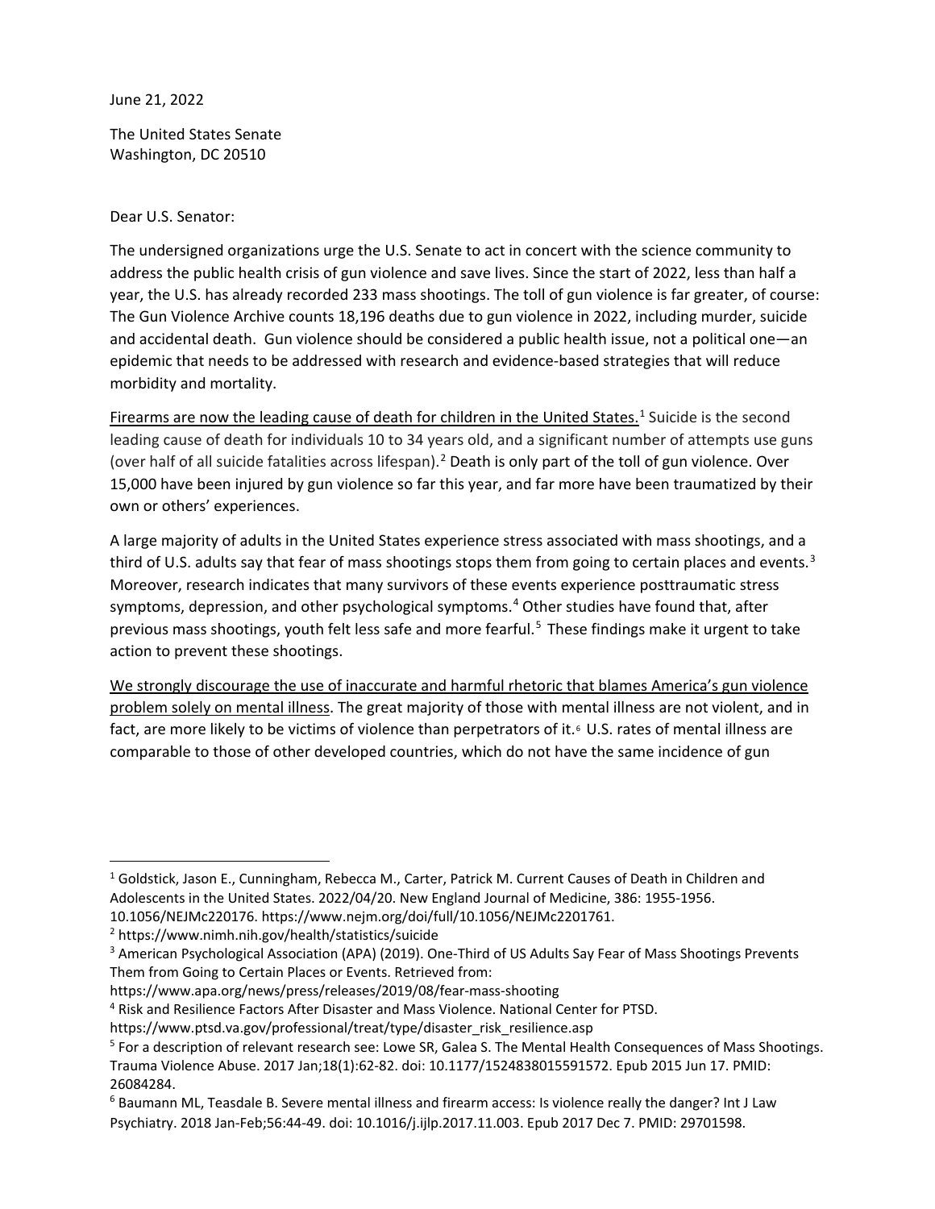June 21, 2022

The United States Senate
Washington, DC 20510

Dear U.S. Senator:

The undersigned organizations urge the U.S. Senate to act in concert with the science community to address the public health crisis of gun violence and save lives. Since the start of 2022, less than half a year, the U.S. has already recorded 233 mass shootings. The toll of gun violence is far greater, of course: The Gun Violence Archive counts 18,196 deaths due to gun violence in 2022, including murder, suicide and accidental death. Gun violence should be considered a public health issue, not a political one—an epidemic that needs to be addressed with research and evidence-based strategies that will reduce morbidity and mortality.

<u>Firearms are now the leading cause of death for children in the United States.</u>[1] Suicide is the second leading cause of death for individuals 10 to 34 years old, and a significant number of attempts use guns (over half of all suicide fatalities across lifespan).[2] Death is only part of the toll of gun violence. Over 15,000 have been injured by gun violence so far this year, and far more have been traumatized by their own or others' experiences.

A large majority of adults in the United States experience stress associated with mass shootings, and a third of U.S. adults say that fear of mass shootings stops them from going to certain places and events.[3] Moreover, research indicates that many survivors of these events experience posttraumatic stress symptoms, depression, and other psychological symptoms.[4] Other studies have found that, after previous mass shootings, youth felt less safe and more fearful.[5] These findings make it urgent to take action to prevent these shootings.

<u>We strongly discourage the use of inaccurate and harmful rhetoric that blames America's gun violence problem solely on mental illness</u>. The great majority of those with mental illness are not violent, and in fact, are more likely to be victims of violence than perpetrators of it.[6] U.S. rates of mental illness are comparable to those of other developed countries, which do not have the same incidence of gun

---

[1] Goldstick, Jason E., Cunningham, Rebecca M., Carter, Patrick M. Current Causes of Death in Children and Adolescents in the United States. 2022/04/20. New England Journal of Medicine, 386: 1955-1956. 10.1056/NEJMc220176. https://www.nejm.org/doi/full/10.1056/NEJMc2201761.

[2] https://www.nimh.nih.gov/health/statistics/suicide

[3] American Psychological Association (APA) (2019). One-Third of US Adults Say Fear of Mass Shootings Prevents Them from Going to Certain Places or Events. Retrieved from: https://www.apa.org/news/press/releases/2019/08/fear-mass-shooting

[4] Risk and Resilience Factors After Disaster and Mass Violence. National Center for PTSD. https://www.ptsd.va.gov/professional/treat/type/disaster_risk_resilience.asp

[5] For a description of relevant research see: Lowe SR, Galea S. The Mental Health Consequences of Mass Shootings. Trauma Violence Abuse. 2017 Jan;18(1):62-82. doi: 10.1177/1524838015591572. Epub 2015 Jun 17. PMID: 26084284.

[6] Baumann ML, Teasdale B. Severe mental illness and firearm access: Is violence really the danger? Int J Law Psychiatry. 2018 Jan-Feb;56:44-49. doi: 10.1016/j.ijlp.2017.11.003. Epub 2017 Dec 7. PMID: 29701598.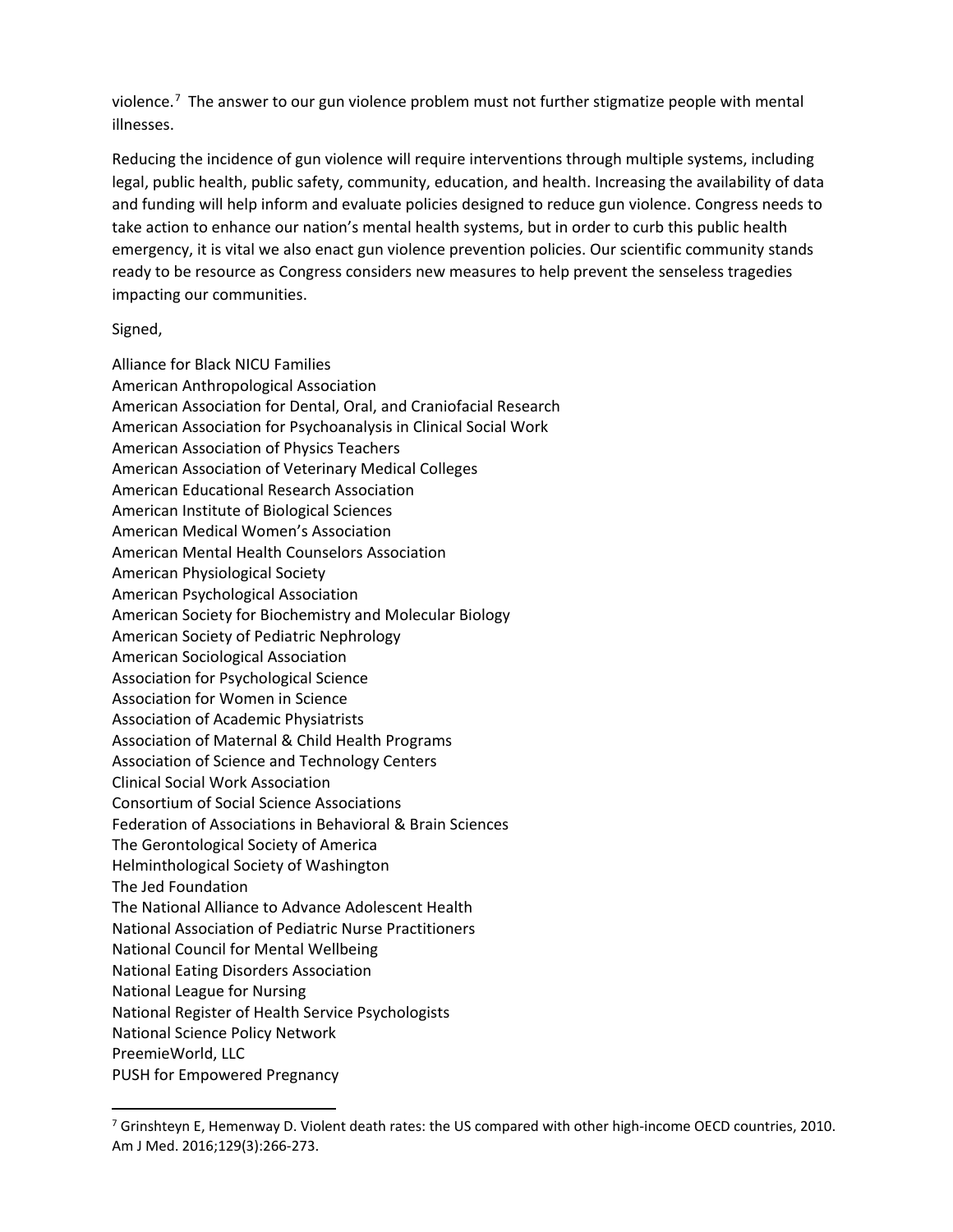violence.[7] The answer to our gun violence problem must not further stigmatize people with mental illnesses.

Reducing the incidence of gun violence will require interventions through multiple systems, including legal, public health, public safety, community, education, and health. Increasing the availability of data and funding will help inform and evaluate policies designed to reduce gun violence. Congress needs to take action to enhance our nation's mental health systems, but in order to curb this public health emergency, it is vital we also enact gun violence prevention policies. Our scientific community stands ready to be resource as Congress considers new measures to help prevent the senseless tragedies impacting our communities.

Signed,

Alliance for Black NICU Families
American Anthropological Association
American Association for Dental, Oral, and Craniofacial Research
American Association for Psychoanalysis in Clinical Social Work
American Association of Physics Teachers
American Association of Veterinary Medical Colleges
American Educational Research Association
American Institute of Biological Sciences
American Medical Women's Association
American Mental Health Counselors Association
American Physiological Society
American Psychological Association
American Society for Biochemistry and Molecular Biology
American Society of Pediatric Nephrology
American Sociological Association
Association for Psychological Science
Association for Women in Science
Association of Academic Physiatrists
Association of Maternal & Child Health Programs
Association of Science and Technology Centers
Clinical Social Work Association
Consortium of Social Science Associations
Federation of Associations in Behavioral & Brain Sciences
The Gerontological Society of America
Helminthological Society of Washington
The Jed Foundation
The National Alliance to Advance Adolescent Health
National Association of Pediatric Nurse Practitioners
National Council for Mental Wellbeing
National Eating Disorders Association
National League for Nursing
National Register of Health Service Psychologists
National Science Policy Network
PreemieWorld, LLC
PUSH for Empowered Pregnancy

[7] Grinshteyn E, Hemenway D. Violent death rates: the US compared with other high-income OECD countries, 2010. Am J Med. 2016;129(3):266-273.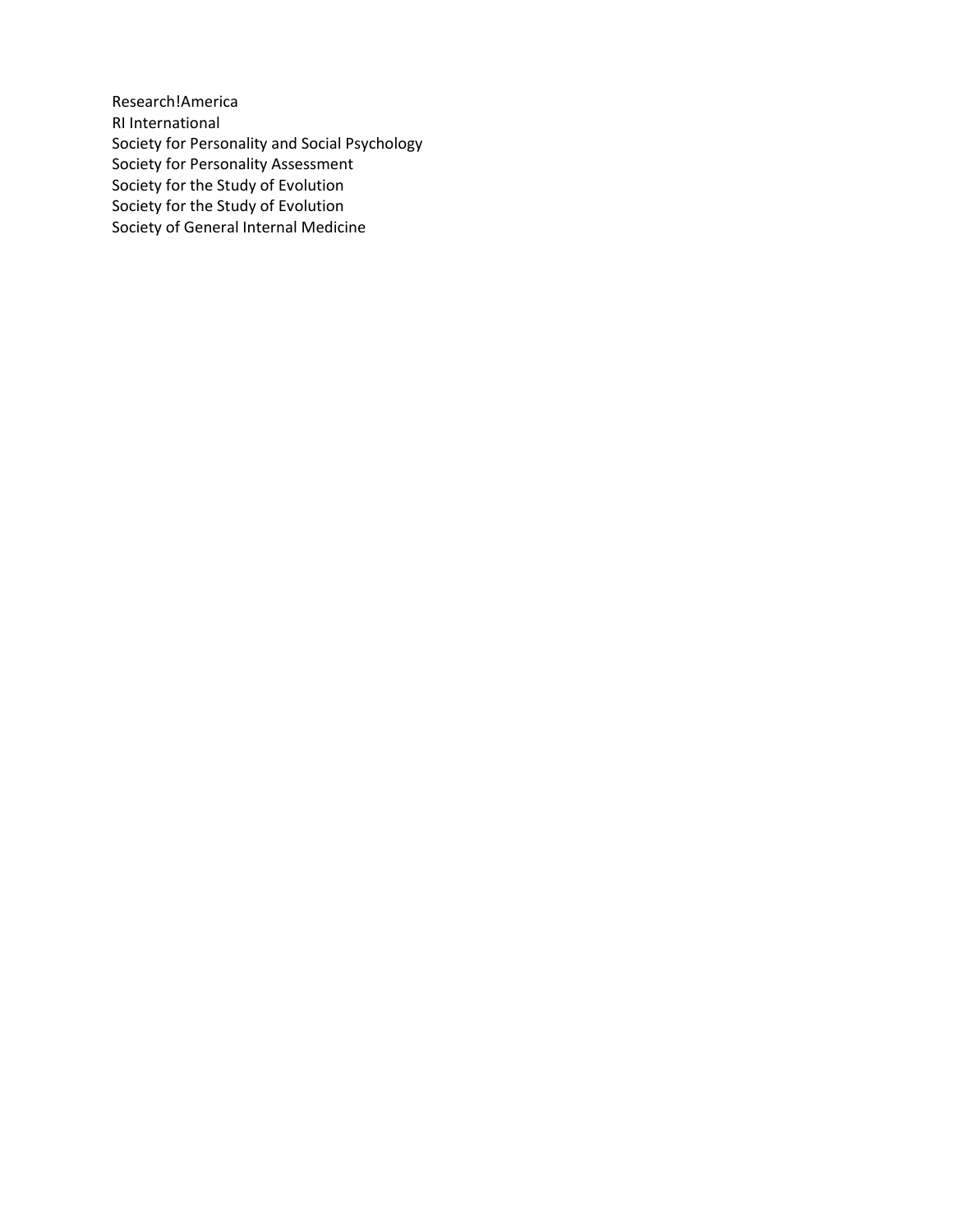Research!America
RI International
Society for Personality and Social Psychology
Society for Personality Assessment
Society for the Study of Evolution
Society for the Study of Evolution
Society of General Internal Medicine